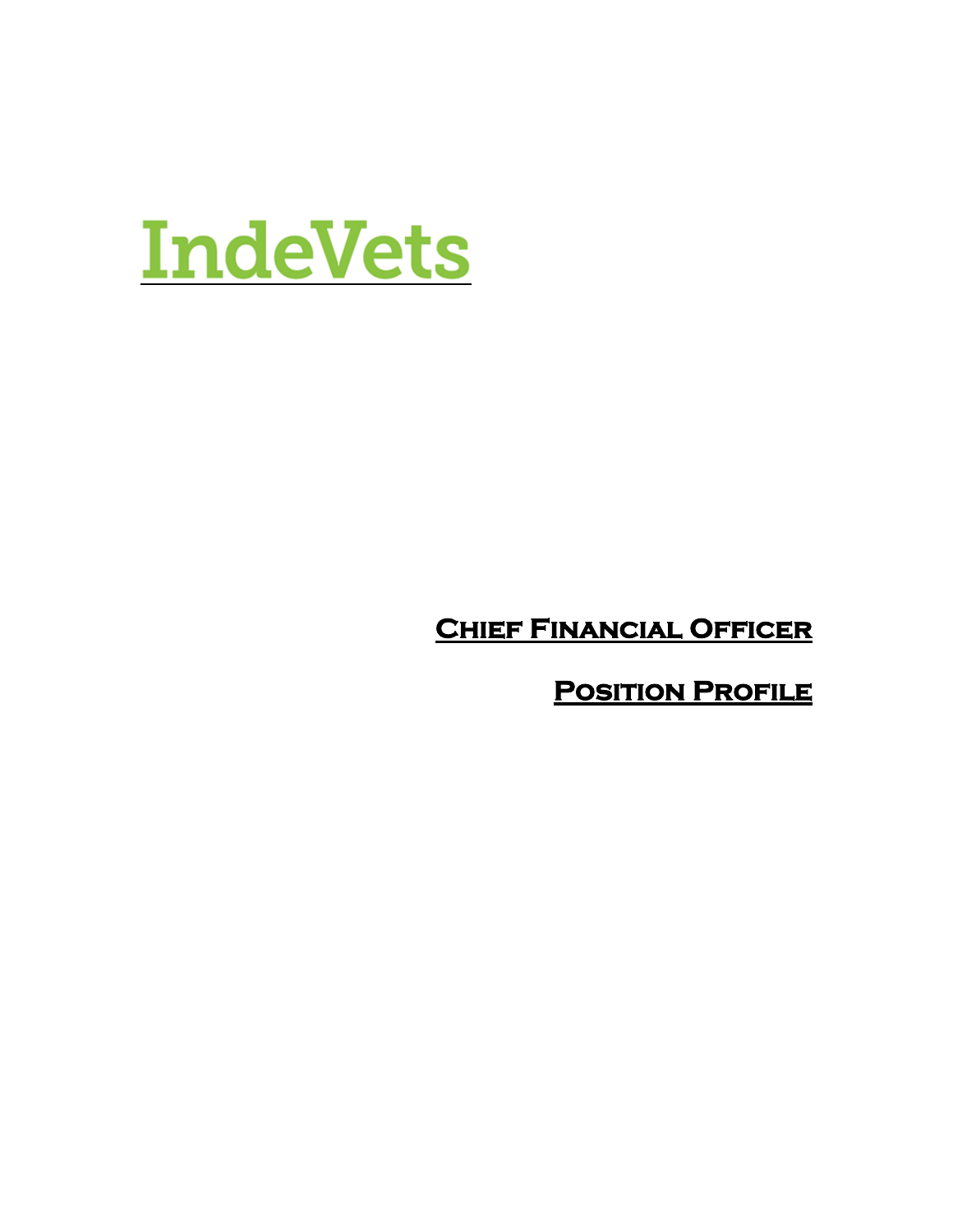# IndeVets

## Chief Financial Officer

## Position Profile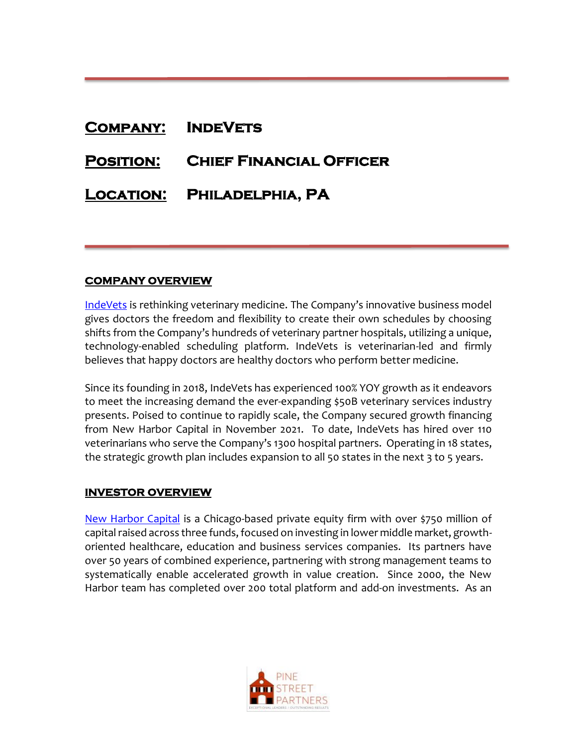**Company:** **IndeVets**

**Position:** **Chief Financial Officer**

**Location:** **Philadelphia, PA**

## COMPANY OVERVIEW

[IndeVets](#) is rethinking veterinary medicine. The Company's innovative business model gives doctors the freedom and flexibility to create their own schedules by choosing shifts from the Company's hundreds of veterinary partner hospitals, utilizing a unique, technology-enabled scheduling platform. IndeVets is veterinarian-led and firmly believes that happy doctors are healthy doctors who perform better medicine.

Since its founding in 2018, IndeVets has experienced 100% YOY growth as it endeavors to meet the increasing demand the ever-expanding $50B veterinary services industry presents. Poised to continue to rapidly scale, the Company secured growth financing from New Harbor Capital in November 2021. To date, IndeVets has hired over 110 veterinarians who serve the Company's 1300 hospital partners. Operating in 18 states, the strategic growth plan includes expansion to all 50 states in the next 3 to 5 years.

## INVESTOR OVERVIEW

[New Harbor Capital](#) is a Chicago-based private equity firm with over $750 million of capital raised across three funds, focused on investing in lower middle market, growth-oriented healthcare, education and business services companies. Its partners have over 50 years of combined experience, partnering with strong management teams to systematically enable accelerated growth in value creation. Since 2000, the New Harbor team has completed over 200 total platform and add-on investments. As an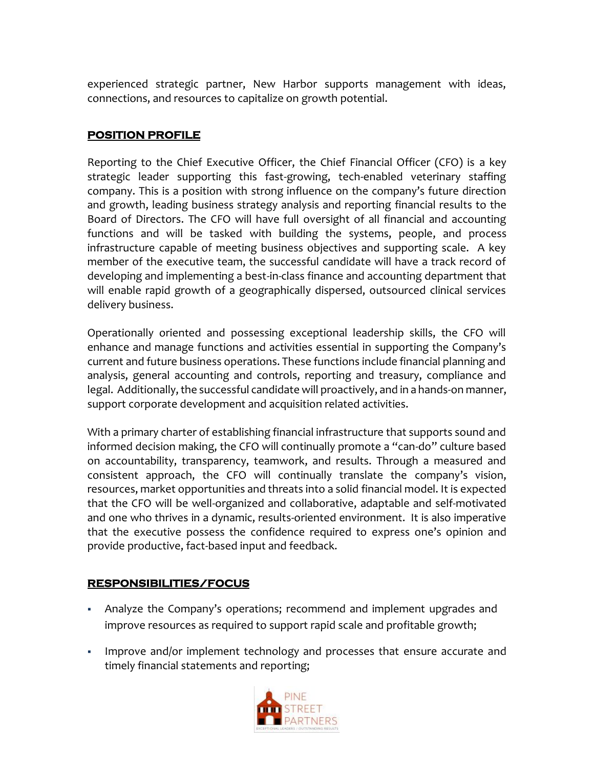experienced strategic partner, New Harbor supports management with ideas, connections, and resources to capitalize on growth potential.

## POSITION PROFILE

Reporting to the Chief Executive Officer, the Chief Financial Officer (CFO) is a key strategic leader supporting this fast-growing, tech-enabled veterinary staffing company. This is a position with strong influence on the company's future direction and growth, leading business strategy analysis and reporting financial results to the Board of Directors. The CFO will have full oversight of all financial and accounting functions and will be tasked with building the systems, people, and process infrastructure capable of meeting business objectives and supporting scale. A key member of the executive team, the successful candidate will have a track record of developing and implementing a best-in-class finance and accounting department that will enable rapid growth of a geographically dispersed, outsourced clinical services delivery business.

Operationally oriented and possessing exceptional leadership skills, the CFO will enhance and manage functions and activities essential in supporting the Company's current and future business operations. These functions include financial planning and analysis, general accounting and controls, reporting and treasury, compliance and legal. Additionally, the successful candidate will proactively, and in a hands-on manner, support corporate development and acquisition related activities.

With a primary charter of establishing financial infrastructure that supports sound and informed decision making, the CFO will continually promote a "can-do" culture based on accountability, transparency, teamwork, and results. Through a measured and consistent approach, the CFO will continually translate the company's vision, resources, market opportunities and threats into a solid financial model. It is expected that the CFO will be well-organized and collaborative, adaptable and self-motivated and one who thrives in a dynamic, results-oriented environment. It is also imperative that the executive possess the confidence required to express one's opinion and provide productive, fact-based input and feedback.

## RESPONSIBILITIES/FOCUS

- Analyze the Company's operations; recommend and implement upgrades and improve resources as required to support rapid scale and profitable growth;
- Improve and/or implement technology and processes that ensure accurate and timely financial statements and reporting;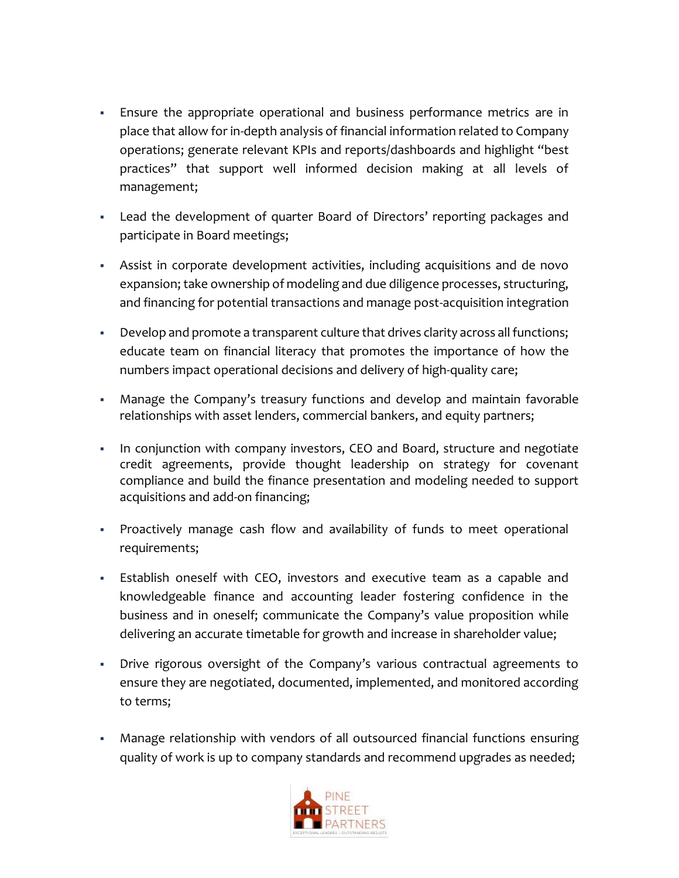- Ensure the appropriate operational and business performance metrics are in place that allow for in-depth analysis of financial information related to Company operations; generate relevant KPIs and reports/dashboards and highlight "best practices" that support well informed decision making at all levels of management;

- Lead the development of quarter Board of Directors' reporting packages and participate in Board meetings;

- Assist in corporate development activities, including acquisitions and de novo expansion; take ownership of modeling and due diligence processes, structuring, and financing for potential transactions and manage post-acquisition integration

- Develop and promote a transparent culture that drives clarity across all functions; educate team on financial literacy that promotes the importance of how the numbers impact operational decisions and delivery of high-quality care;

- Manage the Company's treasury functions and develop and maintain favorable relationships with asset lenders, commercial bankers, and equity partners;

- In conjunction with company investors, CEO and Board, structure and negotiate credit agreements, provide thought leadership on strategy for covenant compliance and build the finance presentation and modeling needed to support acquisitions and add-on financing;

- Proactively manage cash flow and availability of funds to meet operational requirements;

- Establish oneself with CEO, investors and executive team as a capable and knowledgeable finance and accounting leader fostering confidence in the business and in oneself; communicate the Company's value proposition while delivering an accurate timetable for growth and increase in shareholder value;

- Drive rigorous oversight of the Company's various contractual agreements to ensure they are negotiated, documented, implemented, and monitored according to terms;

- Manage relationship with vendors of all outsourced financial functions ensuring quality of work is up to company standards and recommend upgrades as needed;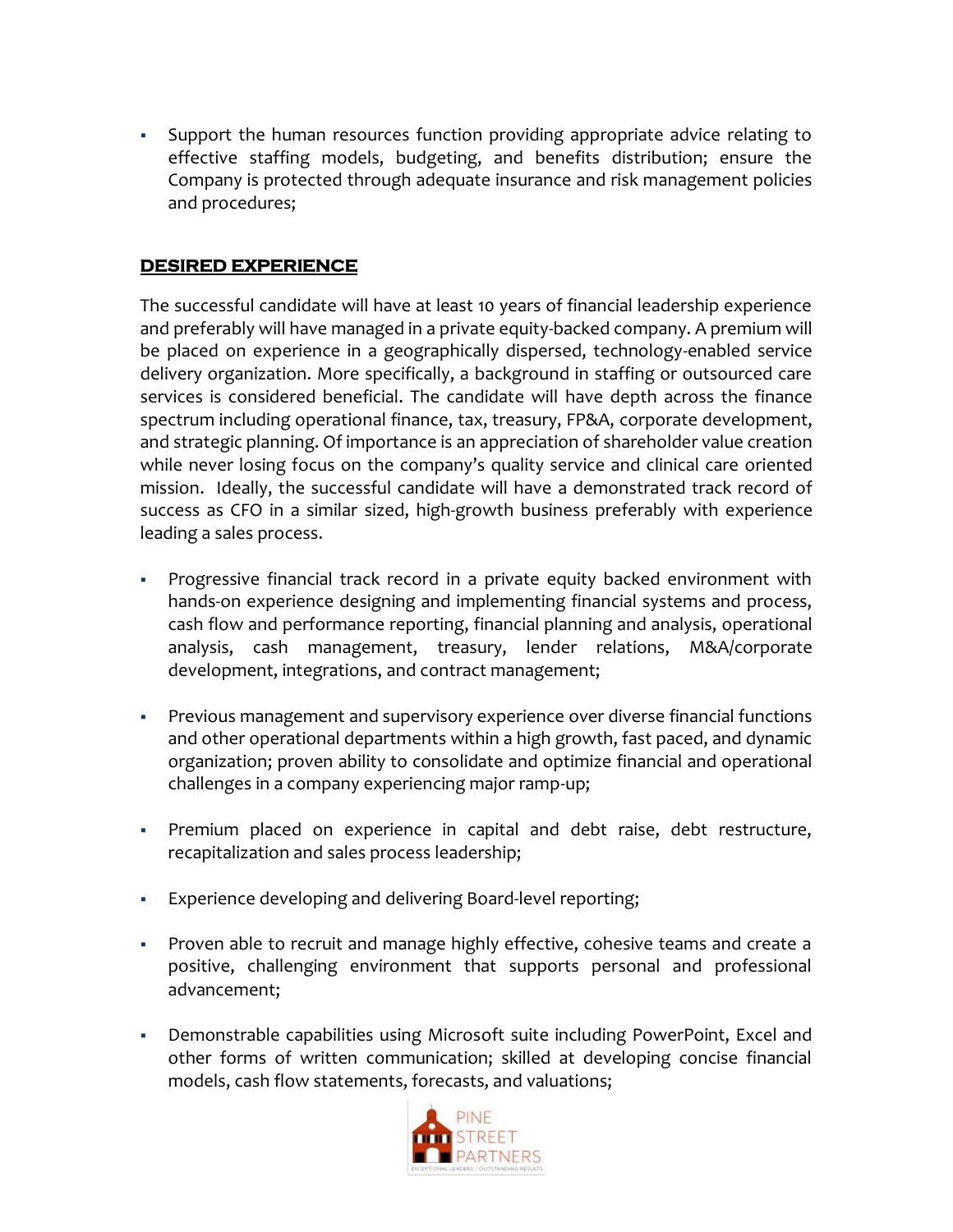- Support the human resources function providing appropriate advice relating to effective staffing models, budgeting, and benefits distribution; ensure the Company is protected through adequate insurance and risk management policies and procedures;

## DESIRED EXPERIENCE

The successful candidate will have at least 10 years of financial leadership experience and preferably will have managed in a private equity-backed company. A premium will be placed on experience in a geographically dispersed, technology-enabled service delivery organization. More specifically, a background in staffing or outsourced care services is considered beneficial. The candidate will have depth across the finance spectrum including operational finance, tax, treasury, FP&A, corporate development, and strategic planning. Of importance is an appreciation of shareholder value creation while never losing focus on the company's quality service and clinical care oriented mission. Ideally, the successful candidate will have a demonstrated track record of success as CFO in a similar sized, high-growth business preferably with experience leading a sales process.

- Progressive financial track record in a private equity backed environment with hands-on experience designing and implementing financial systems and process, cash flow and performance reporting, financial planning and analysis, operational analysis, cash management, treasury, lender relations, M&A/corporate development, integrations, and contract management;

- Previous management and supervisory experience over diverse financial functions and other operational departments within a high growth, fast paced, and dynamic organization; proven ability to consolidate and optimize financial and operational challenges in a company experiencing major ramp-up;

- Premium placed on experience in capital and debt raise, debt restructure, recapitalization and sales process leadership;

- Experience developing and delivering Board-level reporting;

- Proven able to recruit and manage highly effective, cohesive teams and create a positive, challenging environment that supports personal and professional advancement;

- Demonstrable capabilities using Microsoft suite including PowerPoint, Excel and other forms of written communication; skilled at developing concise financial models, cash flow statements, forecasts, and valuations;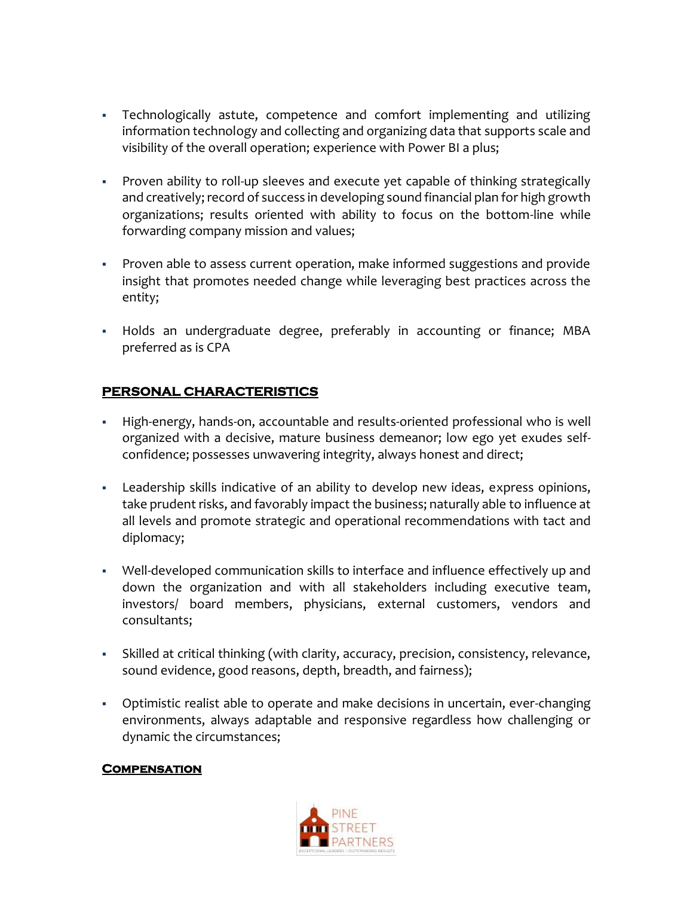- Technologically astute, competence and comfort implementing and utilizing information technology and collecting and organizing data that supports scale and visibility of the overall operation; experience with Power BI a plus;

- Proven ability to roll-up sleeves and execute yet capable of thinking strategically and creatively; record of success in developing sound financial plan for high growth organizations; results oriented with ability to focus on the bottom-line while forwarding company mission and values;

- Proven able to assess current operation, make informed suggestions and provide insight that promotes needed change while leveraging best practices across the entity;

- Holds an undergraduate degree, preferably in accounting or finance; MBA preferred as is CPA

## PERSONAL CHARACTERISTICS

- High-energy, hands-on, accountable and results-oriented professional who is well organized with a decisive, mature business demeanor; low ego yet exudes self-confidence; possesses unwavering integrity, always honest and direct;

- Leadership skills indicative of an ability to develop new ideas, express opinions, take prudent risks, and favorably impact the business; naturally able to influence at all levels and promote strategic and operational recommendations with tact and diplomacy;

- Well-developed communication skills to interface and influence effectively up and down the organization and with all stakeholders including executive team, investors/ board members, physicians, external customers, vendors and consultants;

- Skilled at critical thinking (with clarity, accuracy, precision, consistency, relevance, sound evidence, good reasons, depth, breadth, and fairness);

- Optimistic realist able to operate and make decisions in uncertain, ever-changing environments, always adaptable and responsive regardless how challenging or dynamic the circumstances;

## COMPENSATION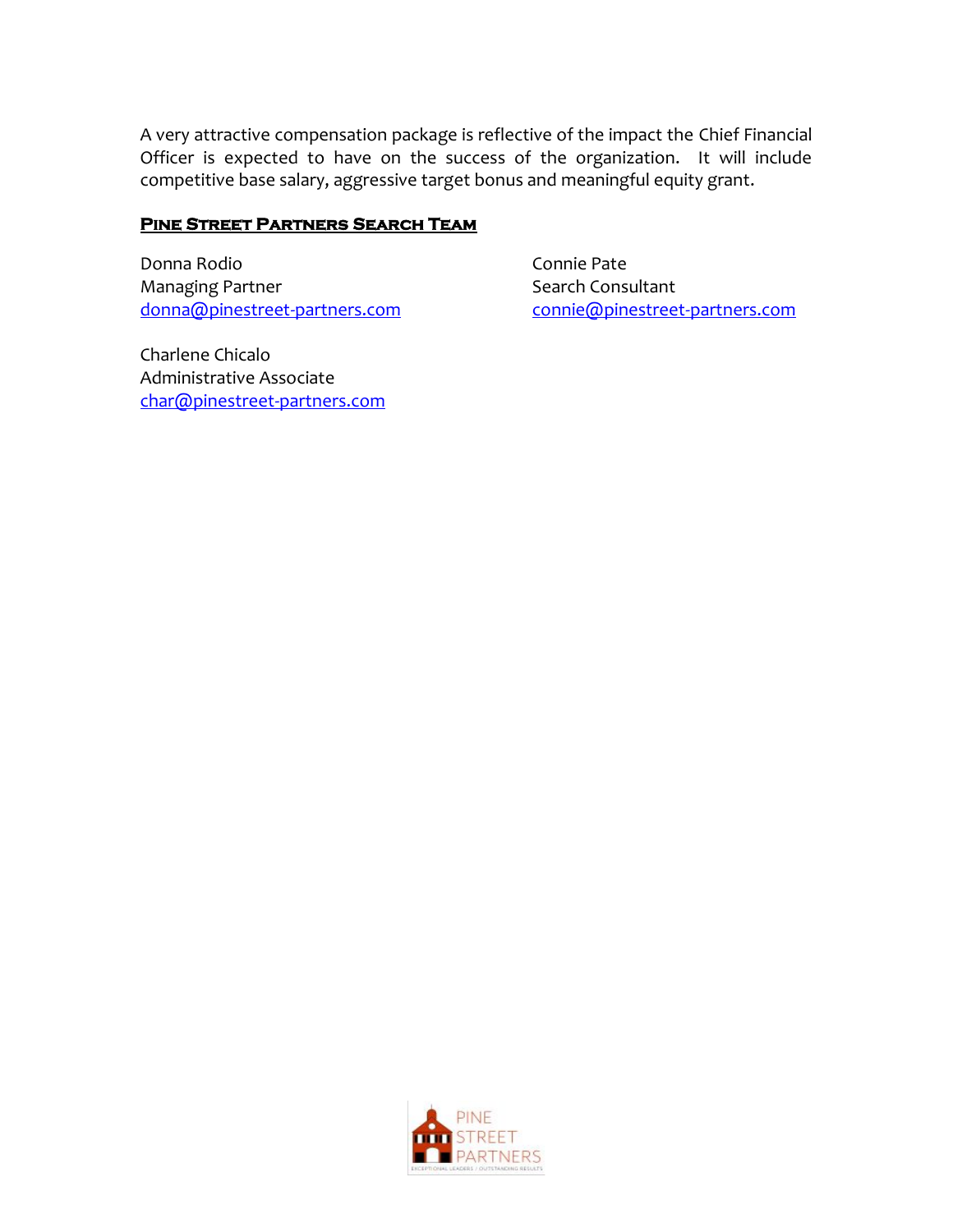A very attractive compensation package is reflective of the impact the Chief Financial Officer is expected to have on the success of the organization. It will include competitive base salary, aggressive target bonus and meaningful equity grant.

## Pine Street Partners Search Team

Donna Rodio
Managing Partner
donna@pinestreet-partners.com

Connie Pate
Search Consultant
connie@pinestreet-partners.com

Charlene Chicalo
Administrative Associate
char@pinestreet-partners.com

PINE STREET PARTNERS
EXCEPTIONAL LEADERS / OUTSTANDING RESULTS